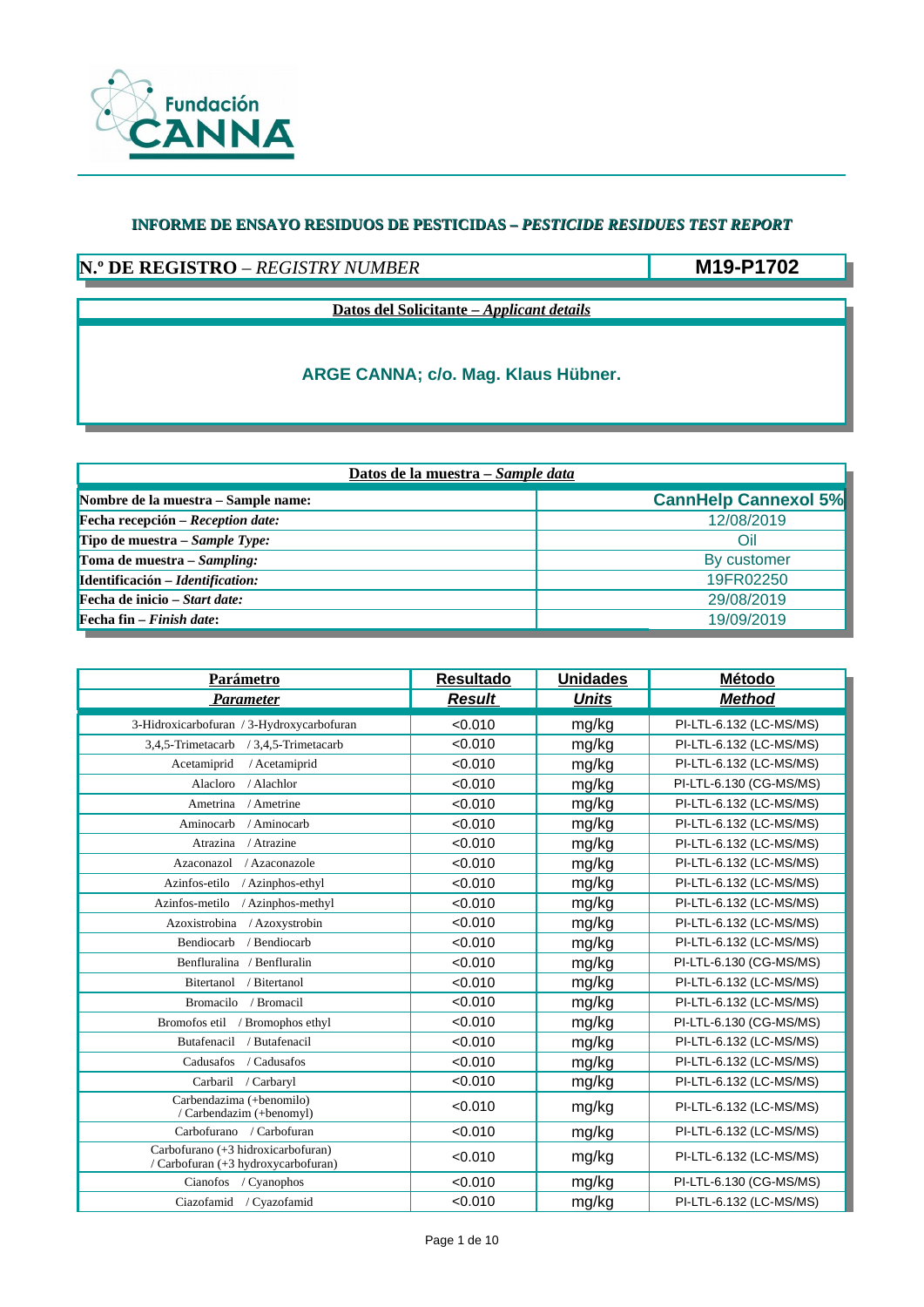Fundación CANNA

### INFORME DE ENSAYO RESIDUOS DE PESTICIDAS – *PESTICIDE RESIDUES TEST REPORT*

| **N.º DE REGISTRO** – *REGISTRY NUMBER* | **M19-P1702** |
|---|---|

**Datos del Solicitante – *Applicant details***

**ARGE CANNA; c/o. Mag. Klaus Hübner.**

| **Datos de la muestra – *Sample data*** | |
|---|---|
| **Nombre de la muestra – Sample name:** | **CannHelp Cannexol 5%** |
| **Fecha recepción – *Reception date:*** | 12/08/2019 |
| **Tipo de muestra – *Sample Type:*** | Oil |
| **Toma de muestra – *Sampling:*** | By customer |
| **Identificación – *Identification:*** | 19FR02250 |
| **Fecha de inicio – *Start date:*** | 29/08/2019 |
| **Fecha fin – *Finish date*:** | 19/09/2019 |

| **Parámetro** *Parameter* | **Resultado** *Result* | **Unidades** *Units* | **Método** *Method* |
|---|---|---|---|
| 3-Hidroxicarbofuran / 3-Hydroxycarbofuran | <0.010 | mg/kg | PI-LTL-6.132 (LC-MS/MS) |
| 3,4,5-Trimetacarb / 3,4,5-Trimetacarb | <0.010 | mg/kg | PI-LTL-6.132 (LC-MS/MS) |
| Acetamiprid / Acetamiprid | <0.010 | mg/kg | PI-LTL-6.132 (LC-MS/MS) |
| Alacloro / Alachlor | <0.010 | mg/kg | PI-LTL-6.130 (CG-MS/MS) |
| Ametrina / Ametrine | <0.010 | mg/kg | PI-LTL-6.132 (LC-MS/MS) |
| Aminocarb / Aminocarb | <0.010 | mg/kg | PI-LTL-6.132 (LC-MS/MS) |
| Atrazina / Atrazine | <0.010 | mg/kg | PI-LTL-6.132 (LC-MS/MS) |
| Azaconazol / Azaconazole | <0.010 | mg/kg | PI-LTL-6.132 (LC-MS/MS) |
| Azinfos-etilo / Azinphos-ethyl | <0.010 | mg/kg | PI-LTL-6.132 (LC-MS/MS) |
| Azinfos-metilo / Azinphos-methyl | <0.010 | mg/kg | PI-LTL-6.132 (LC-MS/MS) |
| Azoxistrobina / Azoxystrobin | <0.010 | mg/kg | PI-LTL-6.132 (LC-MS/MS) |
| Bendiocarb / Bendiocarb | <0.010 | mg/kg | PI-LTL-6.132 (LC-MS/MS) |
| Benfluralina / Benfluralin | <0.010 | mg/kg | PI-LTL-6.130 (CG-MS/MS) |
| Bitertanol / Bitertanol | <0.010 | mg/kg | PI-LTL-6.132 (LC-MS/MS) |
| Bromacilo / Bromacil | <0.010 | mg/kg | PI-LTL-6.132 (LC-MS/MS) |
| Bromofos etil / Bromophos ethyl | <0.010 | mg/kg | PI-LTL-6.130 (CG-MS/MS) |
| Butafenacil / Butafenacil | <0.010 | mg/kg | PI-LTL-6.132 (LC-MS/MS) |
| Cadusafos / Cadusafos | <0.010 | mg/kg | PI-LTL-6.132 (LC-MS/MS) |
| Carbaril / Carbaryl | <0.010 | mg/kg | PI-LTL-6.132 (LC-MS/MS) |
| Carbendazima (+benomilo) / Carbendazim (+benomyl) | <0.010 | mg/kg | PI-LTL-6.132 (LC-MS/MS) |
| Carbofurano / Carbofuran | <0.010 | mg/kg | PI-LTL-6.132 (LC-MS/MS) |
| Carbofurano (+3 hidroxicarbofuran) / Carbofuran (+3 hydroxycarbofuran) | <0.010 | mg/kg | PI-LTL-6.132 (LC-MS/MS) |
| Cianofos / Cyanophos | <0.010 | mg/kg | PI-LTL-6.130 (CG-MS/MS) |
| Ciazofamid / Cyazofamid | <0.010 | mg/kg | PI-LTL-6.132 (LC-MS/MS) |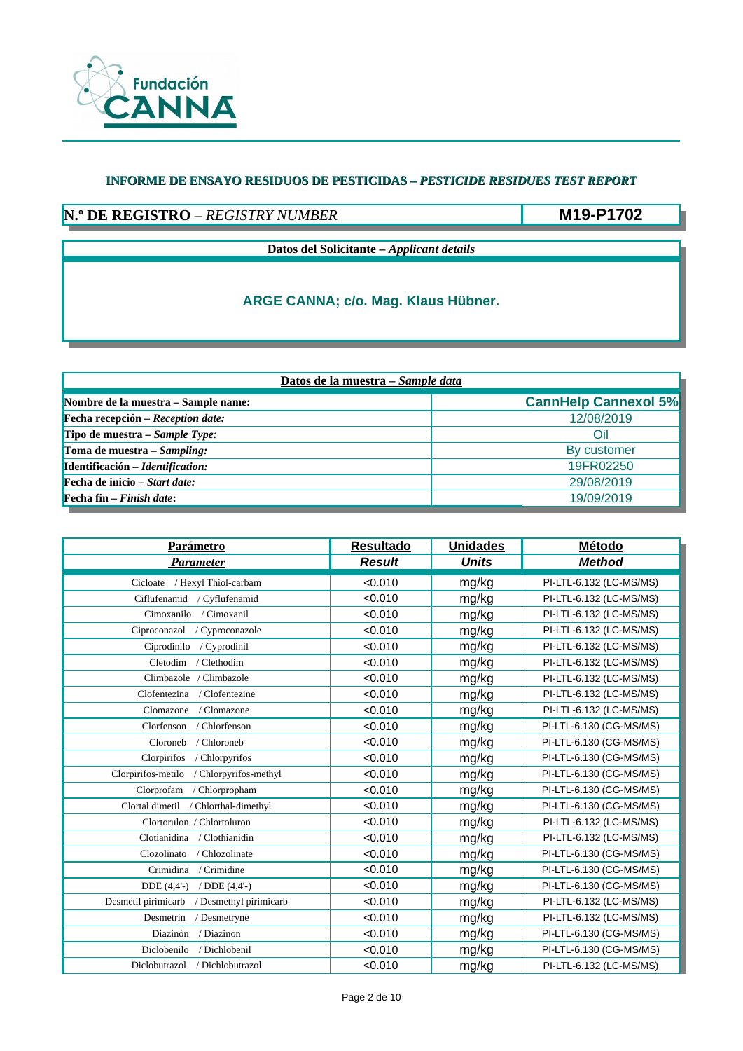Fundación CANNA

## INFORME DE ENSAYO RESIDUOS DE PESTICIDAS – *PESTICIDE RESIDUES TEST REPORT*

| **N.º DE REGISTRO** – *REGISTRY NUMBER* | **M19-P1702** |
|---|---|

| **Datos del Solicitante – *Applicant details*** |
|---|
| **ARGE CANNA; c/o. Mag. Klaus Hübner.** |

| **Datos de la muestra – *Sample data*** | |
|---|---|
| **Nombre de la muestra – Sample name:** | **CannHelp Cannexol 5%** |
| **Fecha recepción – *Reception date:*** | 12/08/2019 |
| **Tipo de muestra – *Sample Type:*** | Oil |
| **Toma de muestra – *Sampling:*** | By customer |
| **Identificación – *Identification:*** | 19FR02250 |
| **Fecha de inicio – *Start date:*** | 29/08/2019 |
| **Fecha fin – *Finish date*:** | 19/09/2019 |

| **Parámetro** *Parameter* | **Resultado** *Result* | **Unidades** *Units* | **Método** *Method* |
|---|---|---|---|
| Cicloate / Hexyl Thiol-carbam | <0.010 | mg/kg | PI-LTL-6.132 (LC-MS/MS) |
| Ciflufenamid / Cyflufenamid | <0.010 | mg/kg | PI-LTL-6.132 (LC-MS/MS) |
| Cimoxanilo / Cimoxanil | <0.010 | mg/kg | PI-LTL-6.132 (LC-MS/MS) |
| Ciproconazol / Cyproconazole | <0.010 | mg/kg | PI-LTL-6.132 (LC-MS/MS) |
| Ciprodinilo / Cyprodinil | <0.010 | mg/kg | PI-LTL-6.132 (LC-MS/MS) |
| Cletodim / Clethodim | <0.010 | mg/kg | PI-LTL-6.132 (LC-MS/MS) |
| Climbazole / Climbazole | <0.010 | mg/kg | PI-LTL-6.132 (LC-MS/MS) |
| Clofentezina / Clofentezine | <0.010 | mg/kg | PI-LTL-6.132 (LC-MS/MS) |
| Clomazone / Clomazone | <0.010 | mg/kg | PI-LTL-6.132 (LC-MS/MS) |
| Clorfenson / Chlorfenson | <0.010 | mg/kg | PI-LTL-6.130 (CG-MS/MS) |
| Cloroneb / Chloroneb | <0.010 | mg/kg | PI-LTL-6.130 (CG-MS/MS) |
| Clorpirifos / Chlorpyrifos | <0.010 | mg/kg | PI-LTL-6.130 (CG-MS/MS) |
| Clorpirifos-metilo / Chlorpyrifos-methyl | <0.010 | mg/kg | PI-LTL-6.130 (CG-MS/MS) |
| Clorprofam / Chlorpropham | <0.010 | mg/kg | PI-LTL-6.130 (CG-MS/MS) |
| Clortal dimetil / Chlorthal-dimethyl | <0.010 | mg/kg | PI-LTL-6.130 (CG-MS/MS) |
| Clortorulon / Chlortoluron | <0.010 | mg/kg | PI-LTL-6.132 (LC-MS/MS) |
| Clotianidina / Clothianidin | <0.010 | mg/kg | PI-LTL-6.132 (LC-MS/MS) |
| Clozolinato / Chlozolinate | <0.010 | mg/kg | PI-LTL-6.130 (CG-MS/MS) |
| Crimidina / Crimidine | <0.010 | mg/kg | PI-LTL-6.130 (CG-MS/MS) |
| DDE (4,4'-) / DDE (4,4'-) | <0.010 | mg/kg | PI-LTL-6.130 (CG-MS/MS) |
| Desmetil pirimicarb / Desmethyl pirimicarb | <0.010 | mg/kg | PI-LTL-6.132 (LC-MS/MS) |
| Desmetrin / Desmetryne | <0.010 | mg/kg | PI-LTL-6.132 (LC-MS/MS) |
| Diazinón / Diazinon | <0.010 | mg/kg | PI-LTL-6.130 (CG-MS/MS) |
| Diclobenilo / Dichlobenil | <0.010 | mg/kg | PI-LTL-6.130 (CG-MS/MS) |
| Diclobutrazol / Dichlobutrazol | <0.010 | mg/kg | PI-LTL-6.132 (LC-MS/MS) |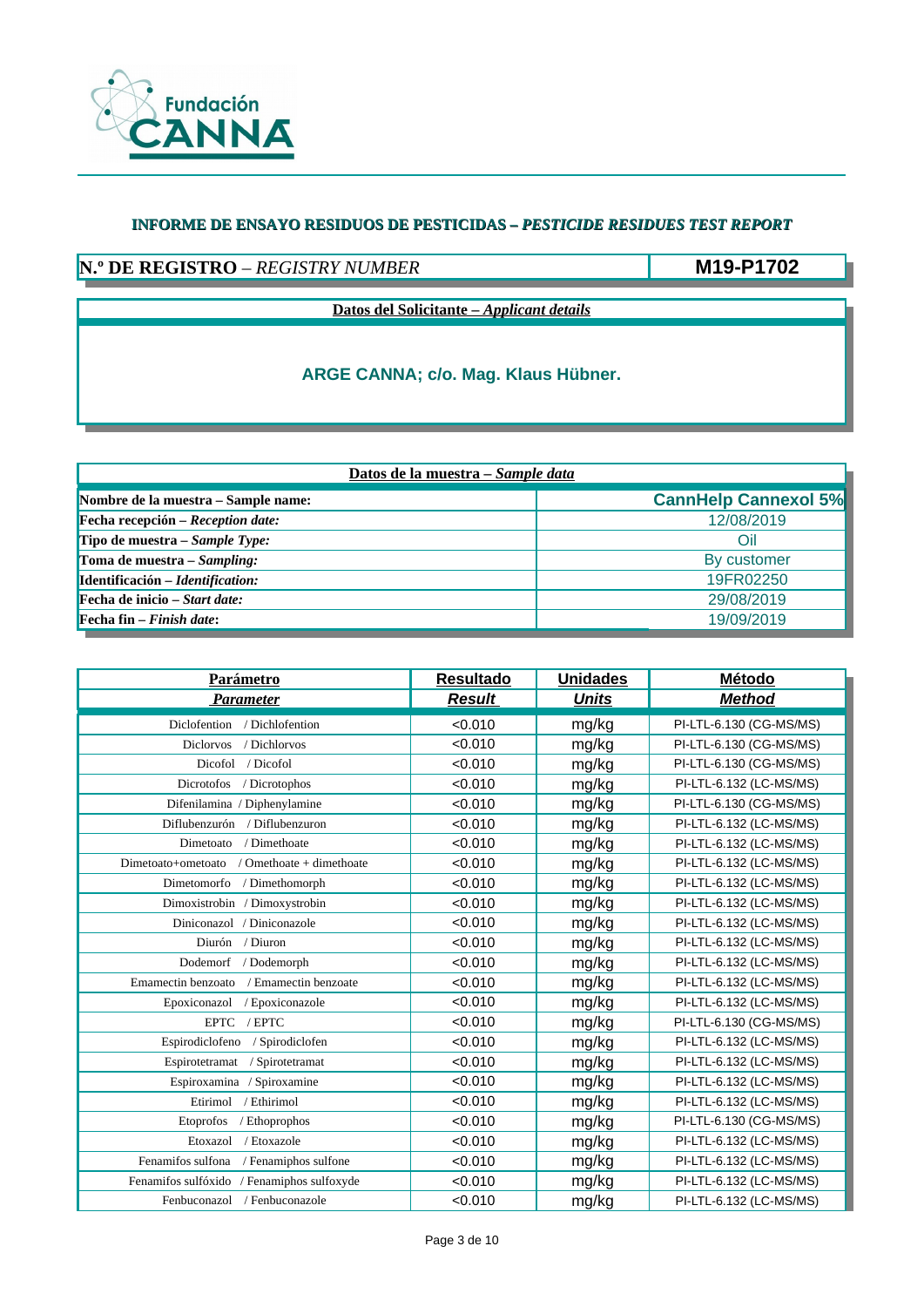Fundación CANNA

## INFORME DE ENSAYO RESIDUOS DE PESTICIDAS – *PESTICIDE RESIDUES TEST REPORT*

| **N.º DE REGISTRO** – *REGISTRY NUMBER* | **M19-P1702** |
|---|---|

**Datos del Solicitante – *Applicant details***

**ARGE CANNA; c/o. Mag. Klaus Hübner.**

| **Datos de la muestra – *Sample data*** | |
|---|---|
| **Nombre de la muestra – Sample name:** | **CannHelp Cannexol 5%** |
| **Fecha recepción – *Reception date:*** | 12/08/2019 |
| **Tipo de muestra – *Sample Type:*** | Oil |
| **Toma de muestra – *Sampling:*** | By customer |
| **Identificación – *Identification:*** | 19FR02250 |
| **Fecha de inicio – *Start date:*** | 29/08/2019 |
| **Fecha fin – *Finish date*:** | 19/09/2019 |

| **Parámetro** *Parameter* | **Resultado** *Result* | **Unidades** *Units* | **Método** *Method* |
|---|---|---|---|
| Diclofention / Dichlofention | <0.010 | mg/kg | PI-LTL-6.130 (CG-MS/MS) |
| Diclorvos / Dichlorvos | <0.010 | mg/kg | PI-LTL-6.130 (CG-MS/MS) |
| Dicofol / Dicofol | <0.010 | mg/kg | PI-LTL-6.130 (CG-MS/MS) |
| Dicrotofos / Dicrotophos | <0.010 | mg/kg | PI-LTL-6.132 (LC-MS/MS) |
| Difenilamina / Diphenylamine | <0.010 | mg/kg | PI-LTL-6.130 (CG-MS/MS) |
| Diflubenzurón / Diflubenzuron | <0.010 | mg/kg | PI-LTL-6.132 (LC-MS/MS) |
| Dimetoato / Dimethoate | <0.010 | mg/kg | PI-LTL-6.132 (LC-MS/MS) |
| Dimetoato+ometoato / Omethoate + dimethoate | <0.010 | mg/kg | PI-LTL-6.132 (LC-MS/MS) |
| Dimetomorfo / Dimethomorph | <0.010 | mg/kg | PI-LTL-6.132 (LC-MS/MS) |
| Dimoxistrobin / Dimoxystrobin | <0.010 | mg/kg | PI-LTL-6.132 (LC-MS/MS) |
| Diniconazol / Diniconazole | <0.010 | mg/kg | PI-LTL-6.132 (LC-MS/MS) |
| Diurón / Diuron | <0.010 | mg/kg | PI-LTL-6.132 (LC-MS/MS) |
| Dodemorf / Dodemorph | <0.010 | mg/kg | PI-LTL-6.132 (LC-MS/MS) |
| Emamectin benzoato / Emamectin benzoate | <0.010 | mg/kg | PI-LTL-6.132 (LC-MS/MS) |
| Epoxiconazol / Epoxiconazole | <0.010 | mg/kg | PI-LTL-6.132 (LC-MS/MS) |
| EPTC / EPTC | <0.010 | mg/kg | PI-LTL-6.130 (CG-MS/MS) |
| Espirodiclofeno / Spirodiclofen | <0.010 | mg/kg | PI-LTL-6.132 (LC-MS/MS) |
| Espirotetramat / Spirotetramat | <0.010 | mg/kg | PI-LTL-6.132 (LC-MS/MS) |
| Espiroxamina / Spiroxamine | <0.010 | mg/kg | PI-LTL-6.132 (LC-MS/MS) |
| Etirimol / Ethirimol | <0.010 | mg/kg | PI-LTL-6.132 (LC-MS/MS) |
| Etoprofos / Ethoprophos | <0.010 | mg/kg | PI-LTL-6.130 (CG-MS/MS) |
| Etoxazol / Etoxazole | <0.010 | mg/kg | PI-LTL-6.132 (LC-MS/MS) |
| Fenamifos sulfona / Fenamiphos sulfone | <0.010 | mg/kg | PI-LTL-6.132 (LC-MS/MS) |
| Fenamifos sulfóxido / Fenamiphos sulfoxyde | <0.010 | mg/kg | PI-LTL-6.132 (LC-MS/MS) |
| Fenbuconazol / Fenbuconazole | <0.010 | mg/kg | PI-LTL-6.132 (LC-MS/MS) |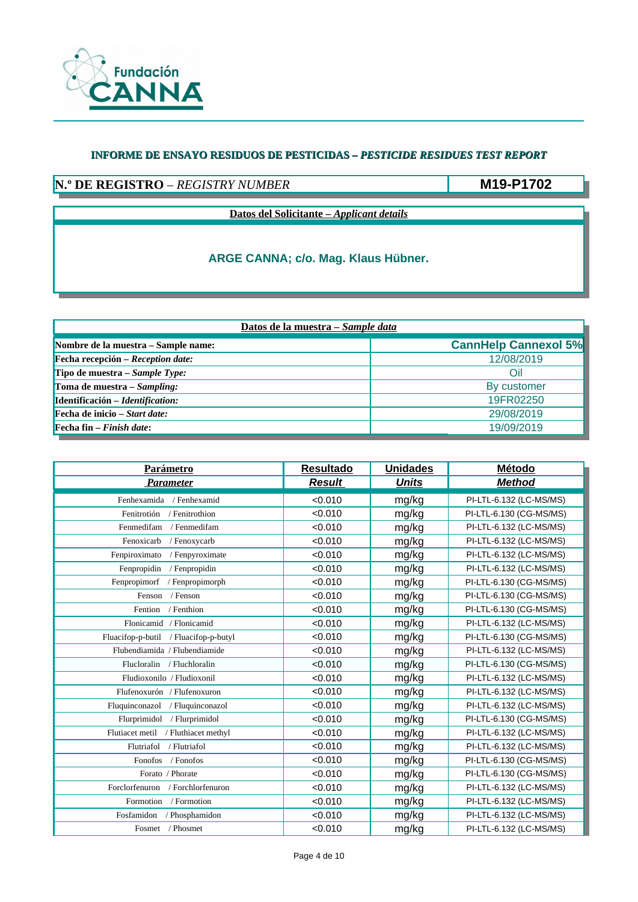Fundación CANNA

**INFORME DE ENSAYO RESIDUOS DE PESTICIDAS – *PESTICIDE RESIDUES TEST REPORT***

| **N.º DE REGISTRO** – *REGISTRY NUMBER* | **M19-P1702** |
|---|---|

**Datos del Solicitante – *Applicant details***

**ARGE CANNA; c/o. Mag. Klaus Hübner.**

| **Datos de la muestra – *Sample data*** | |
|---|---|
| **Nombre de la muestra – Sample name:** | **CannHelp Cannexol 5%** |
| **Fecha recepción – *Reception date:*** | 12/08/2019 |
| **Tipo de muestra – *Sample Type:*** | Oil |
| **Toma de muestra – *Sampling:*** | By customer |
| **Identificación – *Identification:*** | 19FR02250 |
| **Fecha de inicio – *Start date:*** | 29/08/2019 |
| **Fecha fin – *Finish date*:** | 19/09/2019 |

| **Parámetro** / ***Parameter*** | **Resultado** / ***Result*** | **Unidades** / ***Units*** | **Método** / ***Method*** |
|---|---|---|---|
| Fenhexamida / Fenhexamid | <0.010 | mg/kg | PI-LTL-6.132 (LC-MS/MS) |
| Fenitrotión / Fenitrothion | <0.010 | mg/kg | PI-LTL-6.130 (CG-MS/MS) |
| Fenmedifam / Fenmedifam | <0.010 | mg/kg | PI-LTL-6.132 (LC-MS/MS) |
| Fenoxicarb / Fenoxycarb | <0.010 | mg/kg | PI-LTL-6.132 (LC-MS/MS) |
| Fenpiroximato / Fenpyroximate | <0.010 | mg/kg | PI-LTL-6.132 (LC-MS/MS) |
| Fenpropidin / Fenpropidin | <0.010 | mg/kg | PI-LTL-6.132 (LC-MS/MS) |
| Fenpropimorf / Fenpropimorph | <0.010 | mg/kg | PI-LTL-6.130 (CG-MS/MS) |
| Fenson / Fenson | <0.010 | mg/kg | PI-LTL-6.130 (CG-MS/MS) |
| Fention / Fenthion | <0.010 | mg/kg | PI-LTL-6.130 (CG-MS/MS) |
| Flonicamid / Flonicamid | <0.010 | mg/kg | PI-LTL-6.132 (LC-MS/MS) |
| Fluacifop-p-butil / Fluacifop-p-butyl | <0.010 | mg/kg | PI-LTL-6.130 (CG-MS/MS) |
| Flubendiamida / Flubendiamide | <0.010 | mg/kg | PI-LTL-6.132 (LC-MS/MS) |
| Flucloralin / Fluchloralin | <0.010 | mg/kg | PI-LTL-6.130 (CG-MS/MS) |
| Fludioxonilo / Fludioxonil | <0.010 | mg/kg | PI-LTL-6.132 (LC-MS/MS) |
| Flufenoxurón / Flufenoxuron | <0.010 | mg/kg | PI-LTL-6.132 (LC-MS/MS) |
| Fluquinconazol / Fluquinconazol | <0.010 | mg/kg | PI-LTL-6.132 (LC-MS/MS) |
| Flurprimidol / Flurprimidol | <0.010 | mg/kg | PI-LTL-6.130 (CG-MS/MS) |
| Flutiacet metil / Fluthiacet methyl | <0.010 | mg/kg | PI-LTL-6.132 (LC-MS/MS) |
| Flutriafol / Flutriafol | <0.010 | mg/kg | PI-LTL-6.132 (LC-MS/MS) |
| Fonofos / Fonofos | <0.010 | mg/kg | PI-LTL-6.130 (CG-MS/MS) |
| Forato / Phorate | <0.010 | mg/kg | PI-LTL-6.130 (CG-MS/MS) |
| Forclorfenuron / Forchlorfenuron | <0.010 | mg/kg | PI-LTL-6.132 (LC-MS/MS) |
| Formotion / Formotion | <0.010 | mg/kg | PI-LTL-6.132 (LC-MS/MS) |
| Fosfamidon / Phosphamidon | <0.010 | mg/kg | PI-LTL-6.132 (LC-MS/MS) |
| Fosmet / Phosmet | <0.010 | mg/kg | PI-LTL-6.132 (LC-MS/MS) |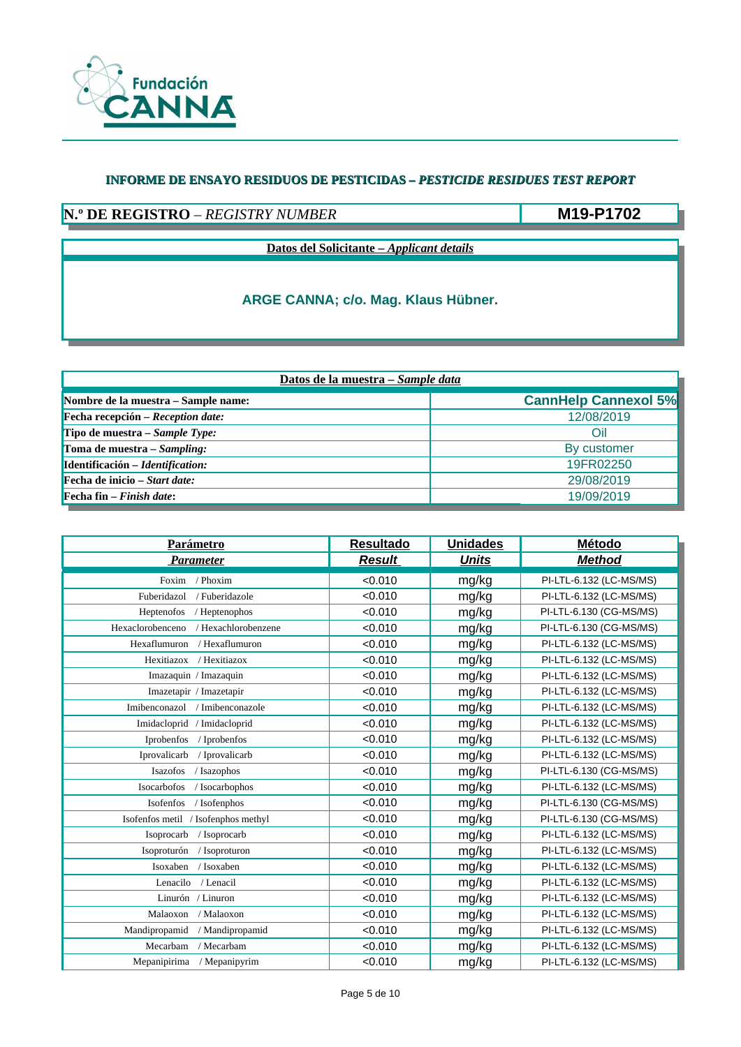Fundación CANNA

## INFORME DE ENSAYO RESIDUOS DE PESTICIDAS – *PESTICIDE RESIDUES TEST REPORT*

| **N.º DE REGISTRO** – *REGISTRY NUMBER* | **M19-P1702** |
|---|---|

**Datos del Solicitante – *Applicant details***

**ARGE CANNA; c/o. Mag. Klaus Hübner.**

| **Datos de la muestra – *Sample data*** | |
|---|---|
| **Nombre de la muestra – Sample name:** | **CannHelp Cannexol 5%** |
| **Fecha recepción – *Reception date:*** | 12/08/2019 |
| **Tipo de muestra – *Sample Type:*** | Oil |
| **Toma de muestra – *Sampling:*** | By customer |
| **Identificación – *Identification:*** | 19FR02250 |
| **Fecha de inicio – *Start date:*** | 29/08/2019 |
| **Fecha fin – *Finish date*:** | 19/09/2019 |

| **Parámetro** *Parameter* | **Resultado** *Result* | **Unidades** *Units* | **Método** *Method* |
|---|---|---|---|
| Foxim / Phoxim | <0.010 | mg/kg | PI-LTL-6.132 (LC-MS/MS) |
| Fuberidazol / Fuberidazole | <0.010 | mg/kg | PI-LTL-6.132 (LC-MS/MS) |
| Heptenofos / Heptenophos | <0.010 | mg/kg | PI-LTL-6.130 (CG-MS/MS) |
| Hexaclorobenceno / Hexachlorobenzene | <0.010 | mg/kg | PI-LTL-6.130 (CG-MS/MS) |
| Hexaflumuron / Hexaflumuron | <0.010 | mg/kg | PI-LTL-6.132 (LC-MS/MS) |
| Hexitiazox / Hexitiazox | <0.010 | mg/kg | PI-LTL-6.132 (LC-MS/MS) |
| Imazaquin / Imazaquin | <0.010 | mg/kg | PI-LTL-6.132 (LC-MS/MS) |
| Imazetapir / Imazetapir | <0.010 | mg/kg | PI-LTL-6.132 (LC-MS/MS) |
| Imibenconazol / Imibenconazole | <0.010 | mg/kg | PI-LTL-6.132 (LC-MS/MS) |
| Imidacloprid / Imidacloprid | <0.010 | mg/kg | PI-LTL-6.132 (LC-MS/MS) |
| Iprobenfos / Iprobenfos | <0.010 | mg/kg | PI-LTL-6.132 (LC-MS/MS) |
| Iprovalicarb / Iprovalicarb | <0.010 | mg/kg | PI-LTL-6.132 (LC-MS/MS) |
| Isazofos / Isazophos | <0.010 | mg/kg | PI-LTL-6.130 (CG-MS/MS) |
| Isocarbofos / Isocarbophos | <0.010 | mg/kg | PI-LTL-6.132 (LC-MS/MS) |
| Isofenfos / Isofenphos | <0.010 | mg/kg | PI-LTL-6.130 (CG-MS/MS) |
| Isofenfos metil / Isofenphos methyl | <0.010 | mg/kg | PI-LTL-6.130 (CG-MS/MS) |
| Isoprocarb / Isoprocarb | <0.010 | mg/kg | PI-LTL-6.132 (LC-MS/MS) |
| Isoproturón / Isoproturon | <0.010 | mg/kg | PI-LTL-6.132 (LC-MS/MS) |
| Isoxaben / Isoxaben | <0.010 | mg/kg | PI-LTL-6.132 (LC-MS/MS) |
| Lenacilo / Lenacil | <0.010 | mg/kg | PI-LTL-6.132 (LC-MS/MS) |
| Linurón / Linuron | <0.010 | mg/kg | PI-LTL-6.132 (LC-MS/MS) |
| Malaoxon / Malaoxon | <0.010 | mg/kg | PI-LTL-6.132 (LC-MS/MS) |
| Mandipropamid / Mandipropamid | <0.010 | mg/kg | PI-LTL-6.132 (LC-MS/MS) |
| Mecarbam / Mecarbam | <0.010 | mg/kg | PI-LTL-6.132 (LC-MS/MS) |
| Mepanipirima / Mepanipyrim | <0.010 | mg/kg | PI-LTL-6.132 (LC-MS/MS) |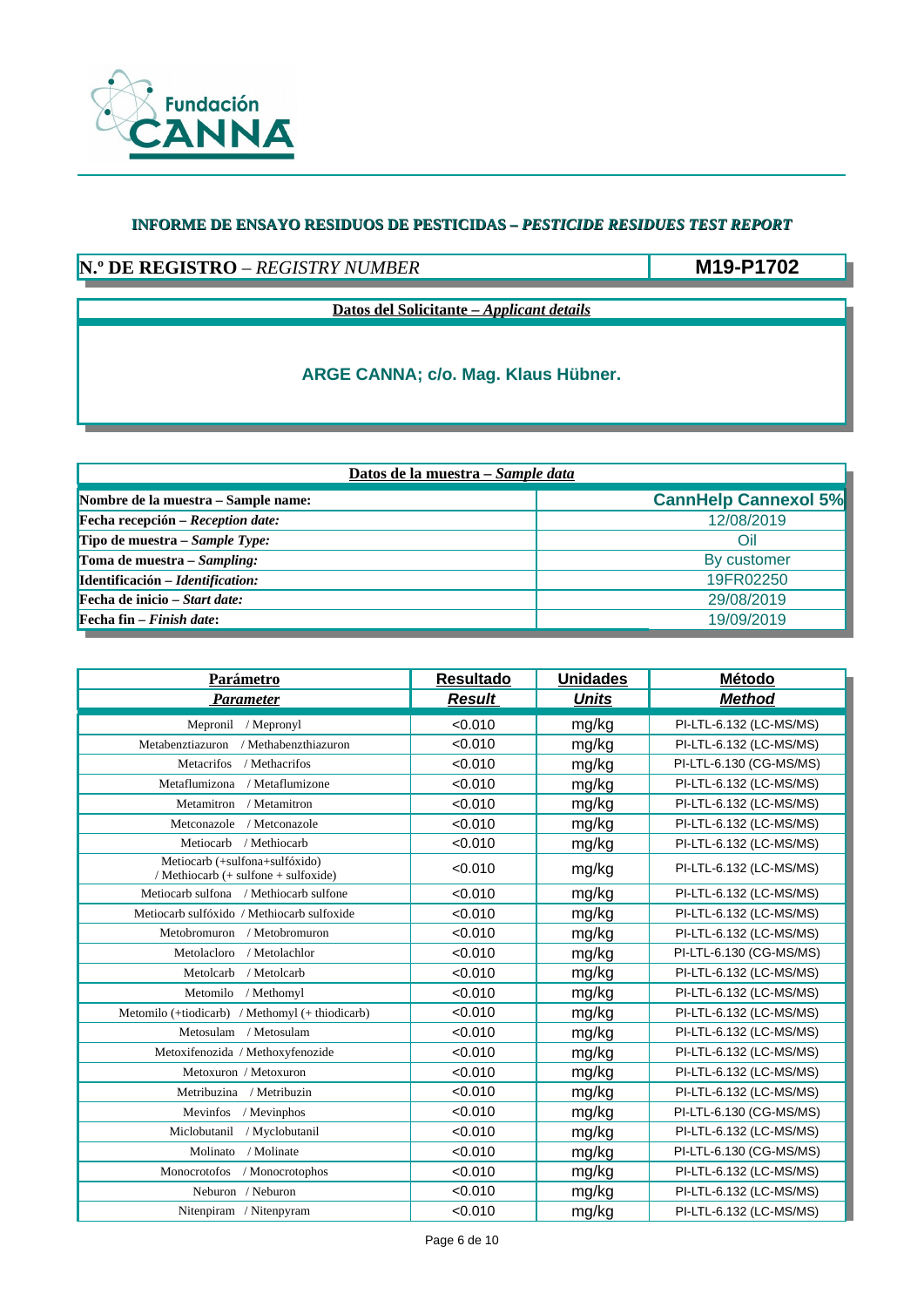**Fundación CANNA**

## INFORME DE ENSAYO RESIDUOS DE PESTICIDAS – *PESTICIDE RESIDUES TEST REPORT*

| **N.º DE REGISTRO** – *REGISTRY NUMBER* | **M19-P1702** |
|---|---|

**Datos del Solicitante – *Applicant details***

**ARGE CANNA; c/o. Mag. Klaus Hübner.**

| **Datos de la muestra – *Sample data*** | |
|---|---|
| **Nombre de la muestra – Sample name:** | **CannHelp Cannexol 5%** |
| **Fecha recepción – *Reception date:*** | 12/08/2019 |
| **Tipo de muestra – *Sample Type:*** | Oil |
| **Toma de muestra – *Sampling:*** | By customer |
| **Identificación – *Identification:*** | 19FR02250 |
| **Fecha de inicio – *Start date:*** | 29/08/2019 |
| **Fecha fin – *Finish date*:** | 19/09/2019 |

| **Parámetro** / ***Parameter*** | **Resultado** / ***Result*** | **Unidades** / ***Units*** | **Método** / ***Method*** |
|---|---|---|---|
| Mepronil / Mepronyl | <0.010 | mg/kg | PI-LTL-6.132 (LC-MS/MS) |
| Metabenztiazuron / Methabenzthiazuron | <0.010 | mg/kg | PI-LTL-6.132 (LC-MS/MS) |
| Metacrifos / Methacrifos | <0.010 | mg/kg | PI-LTL-6.130 (CG-MS/MS) |
| Metaflumizona / Metaflumizone | <0.010 | mg/kg | PI-LTL-6.132 (LC-MS/MS) |
| Metamitron / Metamitron | <0.010 | mg/kg | PI-LTL-6.132 (LC-MS/MS) |
| Metconazole / Metconazole | <0.010 | mg/kg | PI-LTL-6.132 (LC-MS/MS) |
| Metiocarb / Methiocarb | <0.010 | mg/kg | PI-LTL-6.132 (LC-MS/MS) |
| Metiocarb (+sulfona+sulfóxido) / Methiocarb (+ sulfone + sulfoxide) | <0.010 | mg/kg | PI-LTL-6.132 (LC-MS/MS) |
| Metiocarb sulfona / Methiocarb sulfone | <0.010 | mg/kg | PI-LTL-6.132 (LC-MS/MS) |
| Metiocarb sulfóxido / Methiocarb sulfoxide | <0.010 | mg/kg | PI-LTL-6.132 (LC-MS/MS) |
| Metobromuron / Metobromuron | <0.010 | mg/kg | PI-LTL-6.132 (LC-MS/MS) |
| Metolacloro / Metolachlor | <0.010 | mg/kg | PI-LTL-6.130 (CG-MS/MS) |
| Metolcarb / Metolcarb | <0.010 | mg/kg | PI-LTL-6.132 (LC-MS/MS) |
| Metomilo / Methomyl | <0.010 | mg/kg | PI-LTL-6.132 (LC-MS/MS) |
| Metomilo (+tiodicarb) / Methomyl (+ thiodicarb) | <0.010 | mg/kg | PI-LTL-6.132 (LC-MS/MS) |
| Metosulam / Metosulam | <0.010 | mg/kg | PI-LTL-6.132 (LC-MS/MS) |
| Metoxifenozida / Methoxyfenozide | <0.010 | mg/kg | PI-LTL-6.132 (LC-MS/MS) |
| Metoxuron / Metoxuron | <0.010 | mg/kg | PI-LTL-6.132 (LC-MS/MS) |
| Metribuzina / Metribuzin | <0.010 | mg/kg | PI-LTL-6.132 (LC-MS/MS) |
| Mevinfos / Mevinphos | <0.010 | mg/kg | PI-LTL-6.130 (CG-MS/MS) |
| Miclobutanil / Myclobutanil | <0.010 | mg/kg | PI-LTL-6.132 (LC-MS/MS) |
| Molinato / Molinate | <0.010 | mg/kg | PI-LTL-6.130 (CG-MS/MS) |
| Monocrotofos / Monocrotophos | <0.010 | mg/kg | PI-LTL-6.132 (LC-MS/MS) |
| Neburon / Neburon | <0.010 | mg/kg | PI-LTL-6.132 (LC-MS/MS) |
| Nitenpiram / Nitenpyram | <0.010 | mg/kg | PI-LTL-6.132 (LC-MS/MS) |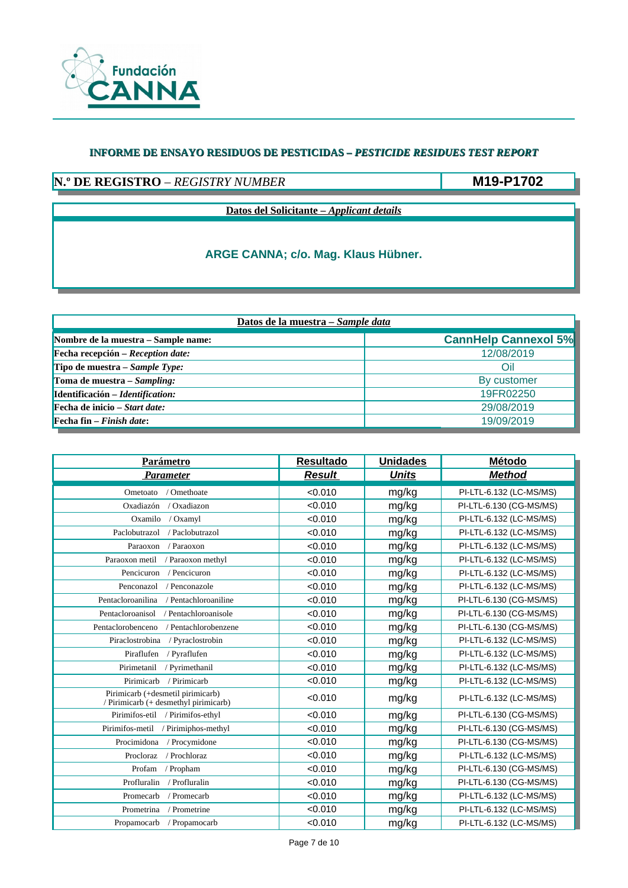Fundación CANNA

**INFORME DE ENSAYO RESIDUOS DE PESTICIDAS – *PESTICIDE RESIDUES TEST REPORT***

| **N.º DE REGISTRO** – *REGISTRY NUMBER* | **M19-P1702** |
|---|---|

**Datos del Solicitante – *Applicant details***

**ARGE CANNA; c/o. Mag. Klaus Hübner.**

| **Datos de la muestra – *Sample data*** | |
|---|---|
| **Nombre de la muestra – Sample name:** | **CannHelp Cannexol 5%** |
| **Fecha recepción – *Reception date:*** | 12/08/2019 |
| **Tipo de muestra – *Sample Type:*** | Oil |
| **Toma de muestra – *Sampling:*** | By customer |
| **Identificación – *Identification:*** | 19FR02250 |
| **Fecha de inicio – *Start date:*** | 29/08/2019 |
| **Fecha fin – *Finish date*:** | 19/09/2019 |

| **Parámetro** *Parameter* | **Resultado** *Result* | **Unidades** *Units* | **Método** *Method* |
|---|---|---|---|
| Ometoato / Omethoate | <0.010 | mg/kg | PI-LTL-6.132 (LC-MS/MS) |
| Oxadiazón / Oxadiazon | <0.010 | mg/kg | PI-LTL-6.130 (CG-MS/MS) |
| Oxamilo / Oxamyl | <0.010 | mg/kg | PI-LTL-6.132 (LC-MS/MS) |
| Paclobutrazol / Paclobutrazol | <0.010 | mg/kg | PI-LTL-6.132 (LC-MS/MS) |
| Paraoxon / Paraoxon | <0.010 | mg/kg | PI-LTL-6.132 (LC-MS/MS) |
| Paraoxon metil / Paraoxon methyl | <0.010 | mg/kg | PI-LTL-6.132 (LC-MS/MS) |
| Pencicuron / Pencicuron | <0.010 | mg/kg | PI-LTL-6.132 (LC-MS/MS) |
| Penconazol / Penconazole | <0.010 | mg/kg | PI-LTL-6.132 (LC-MS/MS) |
| Pentacloroanilina / Pentachloroaniline | <0.010 | mg/kg | PI-LTL-6.130 (CG-MS/MS) |
| Pentacloroanisol / Pentachloroanisole | <0.010 | mg/kg | PI-LTL-6.130 (CG-MS/MS) |
| Pentaclorobenceno / Pentachlorobenzene | <0.010 | mg/kg | PI-LTL-6.130 (CG-MS/MS) |
| Piraclostrobina / Pyraclostrobin | <0.010 | mg/kg | PI-LTL-6.132 (LC-MS/MS) |
| Piraflufen / Pyraflufen | <0.010 | mg/kg | PI-LTL-6.132 (LC-MS/MS) |
| Pirimetanil / Pyrimethanil | <0.010 | mg/kg | PI-LTL-6.132 (LC-MS/MS) |
| Pirimicarb / Pirimicarb | <0.010 | mg/kg | PI-LTL-6.132 (LC-MS/MS) |
| Pirimicarb (+desmetil pirimicarb) / Pirimicarb (+ desmethyl pirimicarb) | <0.010 | mg/kg | PI-LTL-6.132 (LC-MS/MS) |
| Pirimifos-etil / Pirimifos-ethyl | <0.010 | mg/kg | PI-LTL-6.130 (CG-MS/MS) |
| Pirimifos-metil / Pirimiphos-methyl | <0.010 | mg/kg | PI-LTL-6.130 (CG-MS/MS) |
| Procimidona / Procymidone | <0.010 | mg/kg | PI-LTL-6.130 (CG-MS/MS) |
| Procloraz / Prochloraz | <0.010 | mg/kg | PI-LTL-6.132 (LC-MS/MS) |
| Profam / Propham | <0.010 | mg/kg | PI-LTL-6.130 (CG-MS/MS) |
| Profluralin / Profluralin | <0.010 | mg/kg | PI-LTL-6.130 (CG-MS/MS) |
| Promecarb / Promecarb | <0.010 | mg/kg | PI-LTL-6.132 (LC-MS/MS) |
| Prometrina / Prometrine | <0.010 | mg/kg | PI-LTL-6.132 (LC-MS/MS) |
| Propamocarb / Propamocarb | <0.010 | mg/kg | PI-LTL-6.132 (LC-MS/MS) |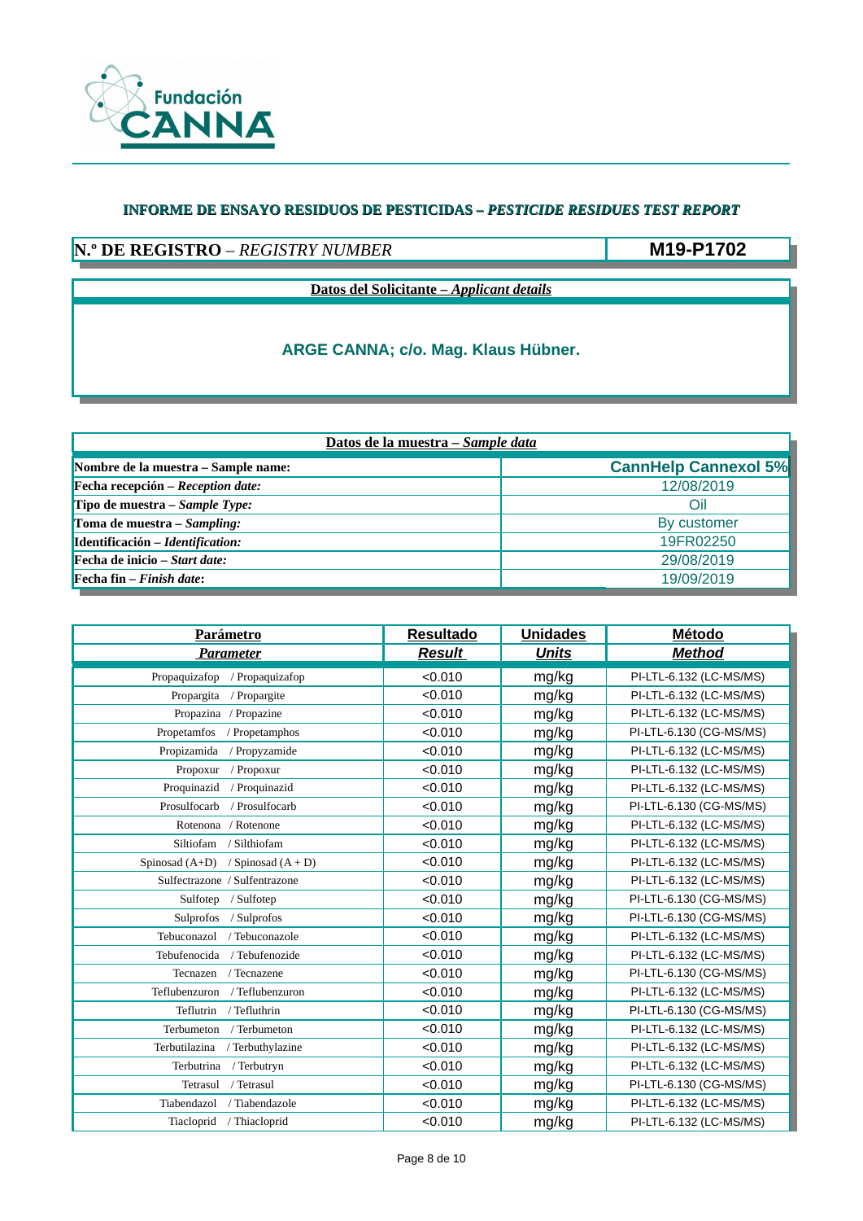Fundación CANNA

# INFORME DE ENSAYO RESIDUOS DE PESTICIDAS – *PESTICIDE RESIDUES TEST REPORT*

| **N.º DE REGISTRO** – *REGISTRY NUMBER* | **M19-P1702** |
|---|---|

| **Datos del Solicitante – *Applicant details*** |
|---|
| **ARGE CANNA; c/o. Mag. Klaus Hübner.** |

| **Datos de la muestra – *Sample data*** | |
|---|---|
| **Nombre de la muestra – Sample name:** | **CannHelp Cannexol 5%** |
| **Fecha recepción – *Reception date:*** | 12/08/2019 |
| **Tipo de muestra – *Sample Type:*** | Oil |
| **Toma de muestra – *Sampling:*** | By customer |
| **Identificación – *Identification:*** | 19FR02250 |
| **Fecha de inicio – *Start date:*** | 29/08/2019 |
| **Fecha fin – *Finish date*:** | 19/09/2019 |

| **Parámetro** *Parameter* | **Resultado** *Result* | **Unidades** *Units* | **Método** *Method* |
|---|---|---|---|
| Propaquizafop / Propaquizafop | <0.010 | mg/kg | PI-LTL-6.132 (LC-MS/MS) |
| Propargita / Propargite | <0.010 | mg/kg | PI-LTL-6.132 (LC-MS/MS) |
| Propazina / Propazine | <0.010 | mg/kg | PI-LTL-6.132 (LC-MS/MS) |
| Propetamfos / Propetamphos | <0.010 | mg/kg | PI-LTL-6.130 (CG-MS/MS) |
| Propizamida / Propyzamide | <0.010 | mg/kg | PI-LTL-6.132 (LC-MS/MS) |
| Propoxur / Propoxur | <0.010 | mg/kg | PI-LTL-6.132 (LC-MS/MS) |
| Proquinazid / Proquinazid | <0.010 | mg/kg | PI-LTL-6.132 (LC-MS/MS) |
| Prosulfocarb / Prosulfocarb | <0.010 | mg/kg | PI-LTL-6.130 (CG-MS/MS) |
| Rotenona / Rotenone | <0.010 | mg/kg | PI-LTL-6.132 (LC-MS/MS) |
| Siltiofam / Silthiofam | <0.010 | mg/kg | PI-LTL-6.132 (LC-MS/MS) |
| Spinosad (A+D) / Spinosad (A + D) | <0.010 | mg/kg | PI-LTL-6.132 (LC-MS/MS) |
| Sulfectrazone / Sulfentrazone | <0.010 | mg/kg | PI-LTL-6.132 (LC-MS/MS) |
| Sulfotep / Sulfotep | <0.010 | mg/kg | PI-LTL-6.130 (CG-MS/MS) |
| Sulprofos / Sulprofos | <0.010 | mg/kg | PI-LTL-6.130 (CG-MS/MS) |
| Tebuconazol / Tebuconazole | <0.010 | mg/kg | PI-LTL-6.132 (LC-MS/MS) |
| Tebufenocida / Tebufenozide | <0.010 | mg/kg | PI-LTL-6.132 (LC-MS/MS) |
| Tecnazen / Tecnazene | <0.010 | mg/kg | PI-LTL-6.130 (CG-MS/MS) |
| Teflubenzuron / Teflubenzuron | <0.010 | mg/kg | PI-LTL-6.132 (LC-MS/MS) |
| Teflutrin / Tefluthrin | <0.010 | mg/kg | PI-LTL-6.130 (CG-MS/MS) |
| Terbumeton / Terbumeton | <0.010 | mg/kg | PI-LTL-6.132 (LC-MS/MS) |
| Terbutilazina / Terbuthylazine | <0.010 | mg/kg | PI-LTL-6.132 (LC-MS/MS) |
| Terbutrina / Terbutryn | <0.010 | mg/kg | PI-LTL-6.132 (LC-MS/MS) |
| Tetrasul / Tetrasul | <0.010 | mg/kg | PI-LTL-6.130 (CG-MS/MS) |
| Tiabendazol / Tiabendazole | <0.010 | mg/kg | PI-LTL-6.132 (LC-MS/MS) |
| Tiacloprid / Thiacloprid | <0.010 | mg/kg | PI-LTL-6.132 (LC-MS/MS) |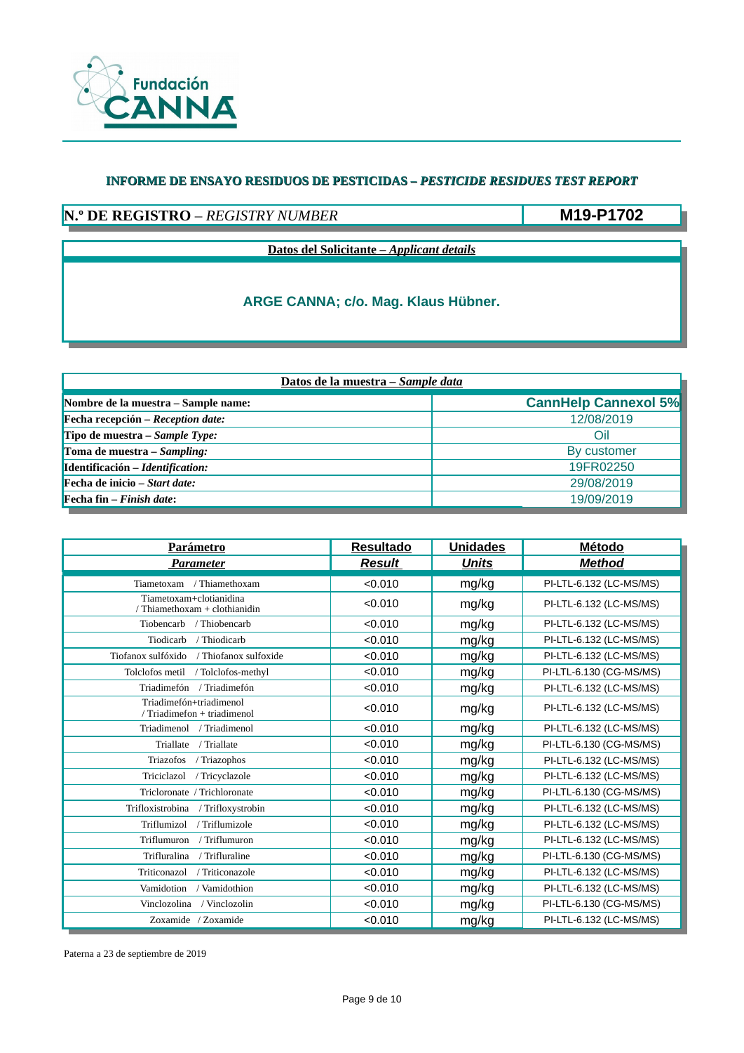Fundación CANNA

## INFORME DE ENSAYO RESIDUOS DE PESTICIDAS – *PESTICIDE RESIDUES TEST REPORT*

| **N.º DE REGISTRO** – *REGISTRY NUMBER* | **M19-P1702** |
|---|---|

**Datos del Solicitante – *Applicant details***

**ARGE CANNA; c/o. Mag. Klaus Hübner.**

| **Datos de la muestra – *Sample data*** | |
|---|---|
| **Nombre de la muestra – Sample name:** | **CannHelp Cannexol 5%** |
| **Fecha recepción – *Reception date:*** | 12/08/2019 |
| **Tipo de muestra – *Sample Type:*** | Oil |
| **Toma de muestra – *Sampling:*** | By customer |
| **Identificación – *Identification:*** | 19FR02250 |
| **Fecha de inicio – *Start date:*** | 29/08/2019 |
| **Fecha fin – *Finish date*:** | 19/09/2019 |

| **Parámetro** *Parameter* | **Resultado** *Result* | **Unidades** *Units* | **Método** *Method* |
|---|---|---|---|
| Tiametoxam / Thiamethoxam | <0.010 | mg/kg | PI-LTL-6.132 (LC-MS/MS) |
| Tiametoxam+clotianidina / Thiamethoxam + clothianidin | <0.010 | mg/kg | PI-LTL-6.132 (LC-MS/MS) |
| Tiobencarb / Thiobencarb | <0.010 | mg/kg | PI-LTL-6.132 (LC-MS/MS) |
| Tiodicarb / Thiodicarb | <0.010 | mg/kg | PI-LTL-6.132 (LC-MS/MS) |
| Tiofanox sulfóxido / Thiofanox sulfoxide | <0.010 | mg/kg | PI-LTL-6.132 (LC-MS/MS) |
| Tolclofos metil / Tolclofos-methyl | <0.010 | mg/kg | PI-LTL-6.130 (CG-MS/MS) |
| Triadimefón / Triadimefón | <0.010 | mg/kg | PI-LTL-6.132 (LC-MS/MS) |
| Triadimefón+triadimenol / Triadimefon + triadimenol | <0.010 | mg/kg | PI-LTL-6.132 (LC-MS/MS) |
| Triadimenol / Triadimenol | <0.010 | mg/kg | PI-LTL-6.132 (LC-MS/MS) |
| Triallate / Triallate | <0.010 | mg/kg | PI-LTL-6.130 (CG-MS/MS) |
| Triazofos / Triazophos | <0.010 | mg/kg | PI-LTL-6.132 (LC-MS/MS) |
| Triciclazol / Tricyclazole | <0.010 | mg/kg | PI-LTL-6.132 (LC-MS/MS) |
| Tricloronate / Trichloronate | <0.010 | mg/kg | PI-LTL-6.130 (CG-MS/MS) |
| Trifloxistrobina / Trifloxystrobin | <0.010 | mg/kg | PI-LTL-6.132 (LC-MS/MS) |
| Triflumizol / Triflumizole | <0.010 | mg/kg | PI-LTL-6.132 (LC-MS/MS) |
| Triflumuron / Triflumuron | <0.010 | mg/kg | PI-LTL-6.132 (LC-MS/MS) |
| Trifluralina / Trifluraline | <0.010 | mg/kg | PI-LTL-6.130 (CG-MS/MS) |
| Triticonazol / Triticonazole | <0.010 | mg/kg | PI-LTL-6.132 (LC-MS/MS) |
| Vamidotion / Vamidothion | <0.010 | mg/kg | PI-LTL-6.132 (LC-MS/MS) |
| Vinclozolina / Vinclozolin | <0.010 | mg/kg | PI-LTL-6.130 (CG-MS/MS) |
| Zoxamide / Zoxamide | <0.010 | mg/kg | PI-LTL-6.132 (LC-MS/MS) |

Paterna a 23 de septiembre de 2019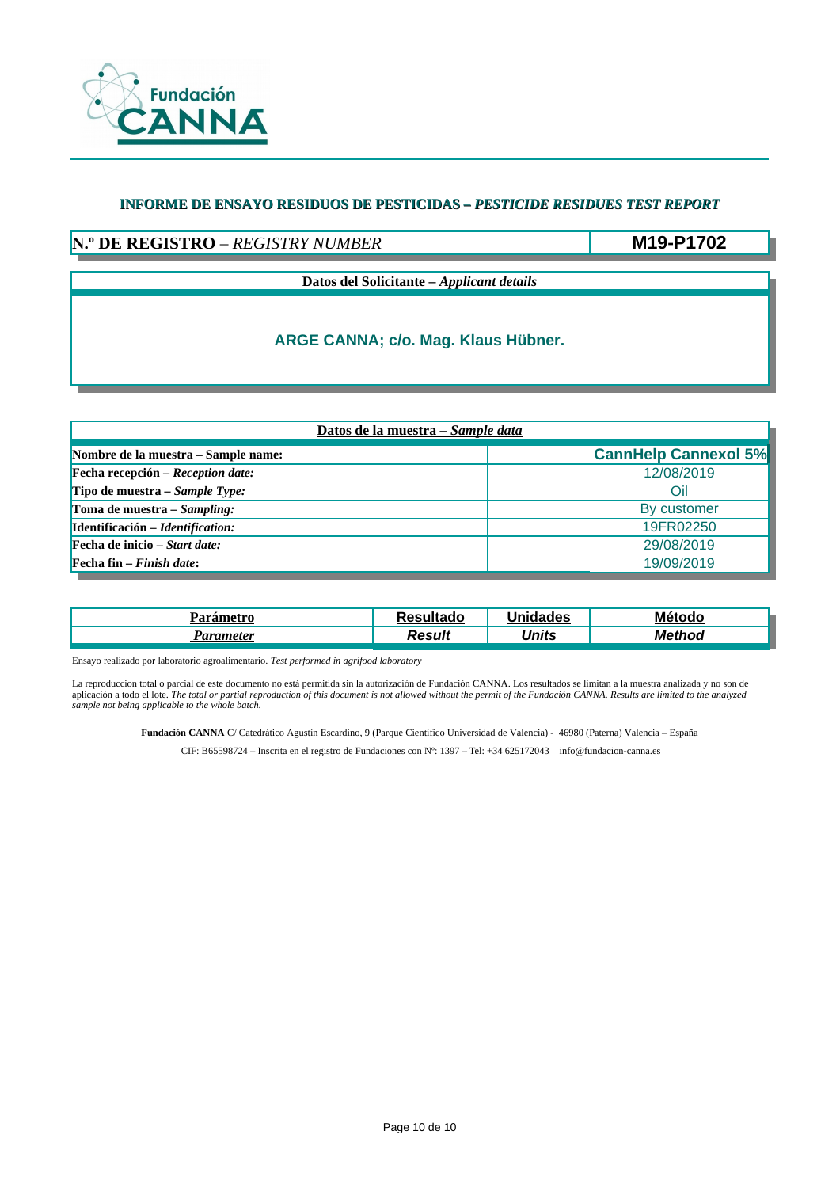Fundación CANNA

## INFORME DE ENSAYO RESIDUOS DE PESTICIDAS – *PESTICIDE RESIDUES TEST REPORT*

| **N.º DE REGISTRO** – *REGISTRY NUMBER* | **M19-P1702** |
|---|---|

**Datos del Solicitante – *Applicant details***

**ARGE CANNA; c/o. Mag. Klaus Hübner.**

| **Datos de la muestra – *Sample data*** | |
|---|---|
| **Nombre de la muestra – Sample name:** | **CannHelp Cannexol 5%** |
| **Fecha recepción – *Reception date:*** | 12/08/2019 |
| **Tipo de muestra – *Sample Type:*** | Oil |
| **Toma de muestra – *Sampling:*** | By customer |
| **Identificación – *Identification:*** | 19FR02250 |
| **Fecha de inicio – *Start date:*** | 29/08/2019 |
| **Fecha fin – *Finish date*:** | 19/09/2019 |

| **Parámetro** *Parameter* | **Resultado** *Result* | **Unidades** *Units* | **Método** *Method* |
|---|---|---|---|

Ensayo realizado por laboratorio agroalimentario. *Test performed in agrifood laboratory*

La reproduccion total o parcial de este documento no está permitida sin la autorización de Fundación CANNA. Los resultados se limitan a la muestra analizada y no son de aplicación a todo el lote. *The total or partial reproduction of this document is not allowed without the permit of the Fundación CANNA. Results are limited to the analyzed sample not being applicable to the whole batch.*

**Fundación CANNA** C/ Catedrático Agustín Escardino, 9 (Parque Científico Universidad de Valencia) - 46980 (Paterna) Valencia – España

CIF: B65598724 – Inscrita en el registro de Fundaciones con Nº: 1397 – Tel: +34 625172043 info@fundacion-canna.es